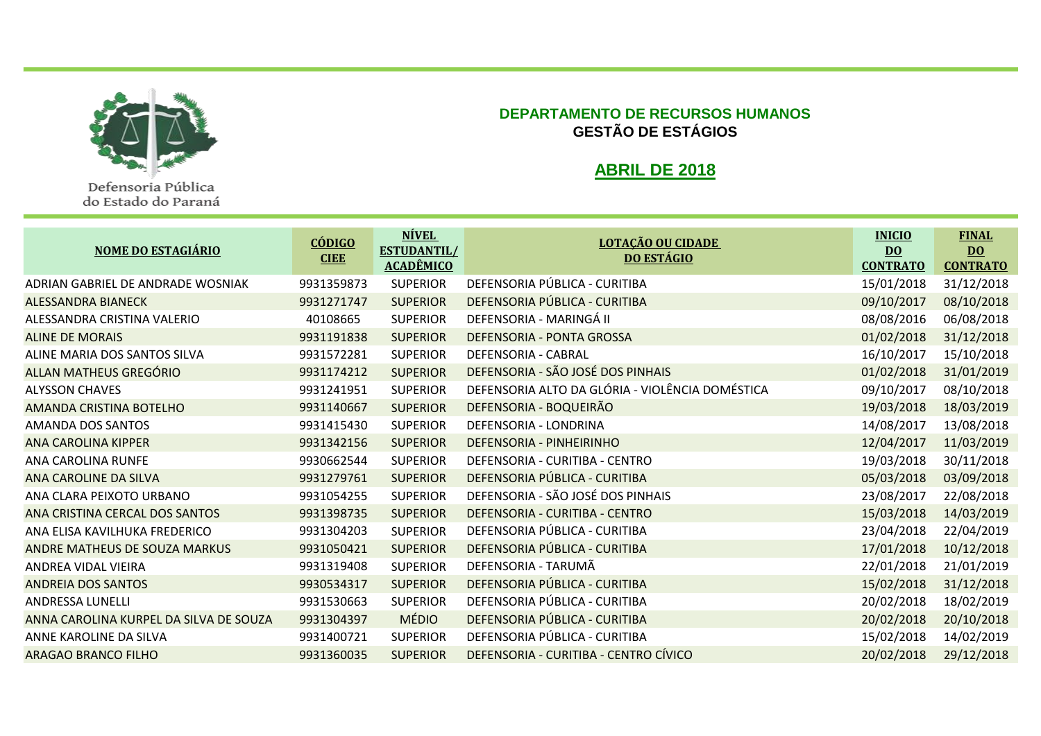Defensoria Pública do Estado do Paraná

**DEPARTAMENTO DE RECURSOS HUMANOS**
**GESTÃO DE ESTÁGIOS**

## ABRIL DE 2018

| NOME DO ESTAGIÁRIO | CÓDIGO CIEE | NÍVEL ESTUDANTIL/ ACADÊMICO | LOTAÇÃO OU CIDADE DO ESTÁGIO | INICIO DO CONTRATO | FINAL DO CONTRATO |
|---|---|---|---|---|---|
| ADRIAN GABRIEL DE ANDRADE WOSNIAK | 9931359873 | SUPERIOR | DEFENSORIA PÚBLICA - CURITIBA | 15/01/2018 | 31/12/2018 |
| ALESSANDRA BIANECK | 9931271747 | SUPERIOR | DEFENSORIA PÚBLICA - CURITIBA | 09/10/2017 | 08/10/2018 |
| ALESSANDRA CRISTINA VALERIO | 40108665 | SUPERIOR | DEFENSORIA - MARINGÁ II | 08/08/2016 | 06/08/2018 |
| ALINE DE MORAIS | 9931191838 | SUPERIOR | DEFENSORIA - PONTA GROSSA | 01/02/2018 | 31/12/2018 |
| ALINE MARIA DOS SANTOS SILVA | 9931572281 | SUPERIOR | DEFENSORIA - CABRAL | 16/10/2017 | 15/10/2018 |
| ALLAN MATHEUS GREGÓRIO | 9931174212 | SUPERIOR | DEFENSORIA - SÃO JOSÉ DOS PINHAIS | 01/02/2018 | 31/01/2019 |
| ALYSSON CHAVES | 9931241951 | SUPERIOR | DEFENSORIA ALTO DA GLÓRIA - VIOLÊNCIA DOMÉSTICA | 09/10/2017 | 08/10/2018 |
| AMANDA CRISTINA BOTELHO | 9931140667 | SUPERIOR | DEFENSORIA - BOQUEIRÃO | 19/03/2018 | 18/03/2019 |
| AMANDA DOS SANTOS | 9931415430 | SUPERIOR | DEFENSORIA - LONDRINA | 14/08/2017 | 13/08/2018 |
| ANA CAROLINA KIPPER | 9931342156 | SUPERIOR | DEFENSORIA - PINHEIRINHO | 12/04/2017 | 11/03/2019 |
| ANA CAROLINA RUNFE | 9930662544 | SUPERIOR | DEFENSORIA - CURITIBA - CENTRO | 19/03/2018 | 30/11/2018 |
| ANA CAROLINE DA SILVA | 9931279761 | SUPERIOR | DEFENSORIA PÚBLICA - CURITIBA | 05/03/2018 | 03/09/2018 |
| ANA CLARA PEIXOTO URBANO | 9931054255 | SUPERIOR | DEFENSORIA - SÃO JOSÉ DOS PINHAIS | 23/08/2017 | 22/08/2018 |
| ANA CRISTINA CERCAL DOS SANTOS | 9931398735 | SUPERIOR | DEFENSORIA - CURITIBA - CENTRO | 15/03/2018 | 14/03/2019 |
| ANA ELISA KAVILHUKA FREDERICO | 9931304203 | SUPERIOR | DEFENSORIA PÚBLICA - CURITIBA | 23/04/2018 | 22/04/2019 |
| ANDRE MATHEUS DE SOUZA MARKUS | 9931050421 | SUPERIOR | DEFENSORIA PÚBLICA - CURITIBA | 17/01/2018 | 10/12/2018 |
| ANDREA VIDAL VIEIRA | 9931319408 | SUPERIOR | DEFENSORIA - TARUMÃ | 22/01/2018 | 21/01/2019 |
| ANDREIA DOS SANTOS | 9930534317 | SUPERIOR | DEFENSORIA PÚBLICA - CURITIBA | 15/02/2018 | 31/12/2018 |
| ANDRESSA LUNELLI | 9931530663 | SUPERIOR | DEFENSORIA PÚBLICA - CURITIBA | 20/02/2018 | 18/02/2019 |
| ANNA CAROLINA KURPEL DA SILVA DE SOUZA | 9931304397 | MÉDIO | DEFENSORIA PÚBLICA - CURITIBA | 20/02/2018 | 20/10/2018 |
| ANNE KAROLINE DA SILVA | 9931400721 | SUPERIOR | DEFENSORIA PÚBLICA - CURITIBA | 15/02/2018 | 14/02/2019 |
| ARAGAO BRANCO FILHO | 9931360035 | SUPERIOR | DEFENSORIA - CURITIBA - CENTRO CÍVICO | 20/02/2018 | 29/12/2018 |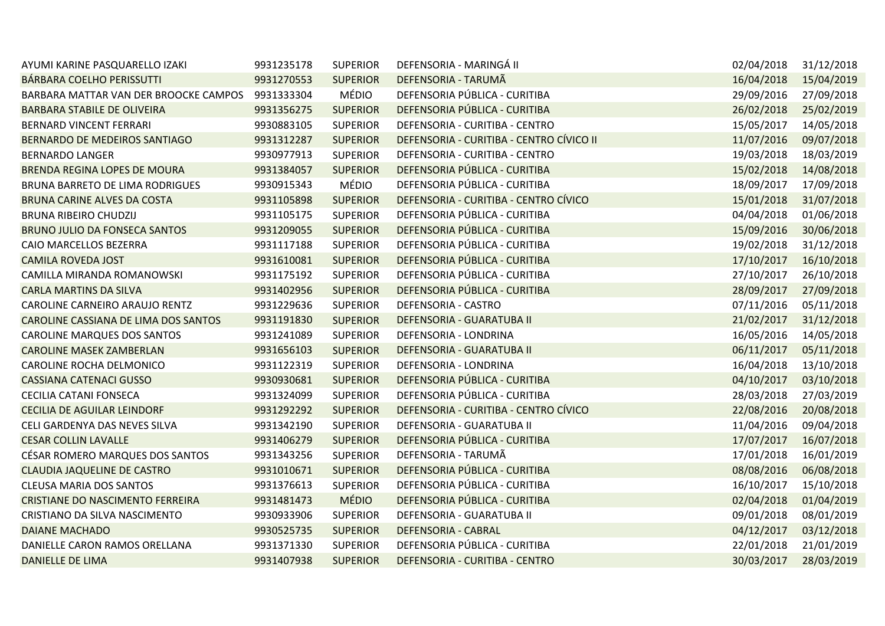| | | | | | |
|---|---|---|---|---|---|
| AYUMI KARINE PASQUARELLO IZAKI | 9931235178 | SUPERIOR | DEFENSORIA - MARINGÁ II | 02/04/2018 | 31/12/2018 |
| BÁRBARA COELHO PERISSUTTI | 9931270553 | SUPERIOR | DEFENSORIA - TARUMÃ | 16/04/2018 | 15/04/2019 |
| BARBARA MATTAR VAN DER BROOCKE CAMPOS | 9931333304 | MÉDIO | DEFENSORIA PÚBLICA - CURITIBA | 29/09/2016 | 27/09/2018 |
| BARBARA STABILE DE OLIVEIRA | 9931356275 | SUPERIOR | DEFENSORIA PÚBLICA - CURITIBA | 26/02/2018 | 25/02/2019 |
| BERNARD VINCENT FERRARI | 9930883105 | SUPERIOR | DEFENSORIA - CURITIBA - CENTRO | 15/05/2017 | 14/05/2018 |
| BERNARDO DE MEDEIROS SANTIAGO | 9931312287 | SUPERIOR | DEFENSORIA - CURITIBA - CENTRO CÍVICO II | 11/07/2016 | 09/07/2018 |
| BERNARDO LANGER | 9930977913 | SUPERIOR | DEFENSORIA - CURITIBA - CENTRO | 19/03/2018 | 18/03/2019 |
| BRENDA REGINA LOPES DE MOURA | 9931384057 | SUPERIOR | DEFENSORIA PÚBLICA - CURITIBA | 15/02/2018 | 14/08/2018 |
| BRUNA BARRETO DE LIMA RODRIGUES | 9930915343 | MÉDIO | DEFENSORIA PÚBLICA - CURITIBA | 18/09/2017 | 17/09/2018 |
| BRUNA CARINE ALVES DA COSTA | 9931105898 | SUPERIOR | DEFENSORIA - CURITIBA - CENTRO CÍVICO | 15/01/2018 | 31/07/2018 |
| BRUNA RIBEIRO CHUDZIJ | 9931105175 | SUPERIOR | DEFENSORIA PÚBLICA - CURITIBA | 04/04/2018 | 01/06/2018 |
| BRUNO JULIO DA FONSECA SANTOS | 9931209055 | SUPERIOR | DEFENSORIA PÚBLICA - CURITIBA | 15/09/2016 | 30/06/2018 |
| CAIO MARCELLOS BEZERRA | 9931117188 | SUPERIOR | DEFENSORIA PÚBLICA - CURITIBA | 19/02/2018 | 31/12/2018 |
| CAMILA ROVEDA JOST | 9931610081 | SUPERIOR | DEFENSORIA PÚBLICA - CURITIBA | 17/10/2017 | 16/10/2018 |
| CAMILLA MIRANDA ROMANOWSKI | 9931175192 | SUPERIOR | DEFENSORIA PÚBLICA - CURITIBA | 27/10/2017 | 26/10/2018 |
| CARLA MARTINS DA SILVA | 9931402956 | SUPERIOR | DEFENSORIA PÚBLICA - CURITIBA | 28/09/2017 | 27/09/2018 |
| CAROLINE CARNEIRO ARAUJO RENTZ | 9931229636 | SUPERIOR | DEFENSORIA - CASTRO | 07/11/2016 | 05/11/2018 |
| CAROLINE CASSIANA DE LIMA DOS SANTOS | 9931191830 | SUPERIOR | DEFENSORIA - GUARATUBA II | 21/02/2017 | 31/12/2018 |
| CAROLINE MARQUES DOS SANTOS | 9931241089 | SUPERIOR | DEFENSORIA - LONDRINA | 16/05/2016 | 14/05/2018 |
| CAROLINE MASEK ZAMBERLAN | 9931656103 | SUPERIOR | DEFENSORIA - GUARATUBA II | 06/11/2017 | 05/11/2018 |
| CAROLINE ROCHA DELMONICO | 9931122319 | SUPERIOR | DEFENSORIA - LONDRINA | 16/04/2018 | 13/10/2018 |
| CASSIANA CATENACI GUSSO | 9930930681 | SUPERIOR | DEFENSORIA PÚBLICA - CURITIBA | 04/10/2017 | 03/10/2018 |
| CECILIA CATANI FONSECA | 9931324099 | SUPERIOR | DEFENSORIA PÚBLICA - CURITIBA | 28/03/2018 | 27/03/2019 |
| CECILIA DE AGUILAR LEINDORF | 9931292292 | SUPERIOR | DEFENSORIA - CURITIBA - CENTRO CÍVICO | 22/08/2016 | 20/08/2018 |
| CELI GARDENYA DAS NEVES SILVA | 9931342190 | SUPERIOR | DEFENSORIA - GUARATUBA II | 11/04/2016 | 09/04/2018 |
| CESAR COLLIN LAVALLE | 9931406279 | SUPERIOR | DEFENSORIA PÚBLICA - CURITIBA | 17/07/2017 | 16/07/2018 |
| CÉSAR ROMERO MARQUES DOS SANTOS | 9931343256 | SUPERIOR | DEFENSORIA - TARUMÃ | 17/01/2018 | 16/01/2019 |
| CLAUDIA JAQUELINE DE CASTRO | 9931010671 | SUPERIOR | DEFENSORIA PÚBLICA - CURITIBA | 08/08/2016 | 06/08/2018 |
| CLEUSA MARIA DOS SANTOS | 9931376613 | SUPERIOR | DEFENSORIA PÚBLICA - CURITIBA | 16/10/2017 | 15/10/2018 |
| CRISTIANE DO NASCIMENTO FERREIRA | 9931481473 | MÉDIO | DEFENSORIA PÚBLICA - CURITIBA | 02/04/2018 | 01/04/2019 |
| CRISTIANO DA SILVA NASCIMENTO | 9930933906 | SUPERIOR | DEFENSORIA - GUARATUBA II | 09/01/2018 | 08/01/2019 |
| DAIANE MACHADO | 9930525735 | SUPERIOR | DEFENSORIA - CABRAL | 04/12/2017 | 03/12/2018 |
| DANIELLE CARON RAMOS ORELLANA | 9931371330 | SUPERIOR | DEFENSORIA PÚBLICA - CURITIBA | 22/01/2018 | 21/01/2019 |
| DANIELLE DE LIMA | 9931407938 | SUPERIOR | DEFENSORIA - CURITIBA - CENTRO | 30/03/2017 | 28/03/2019 |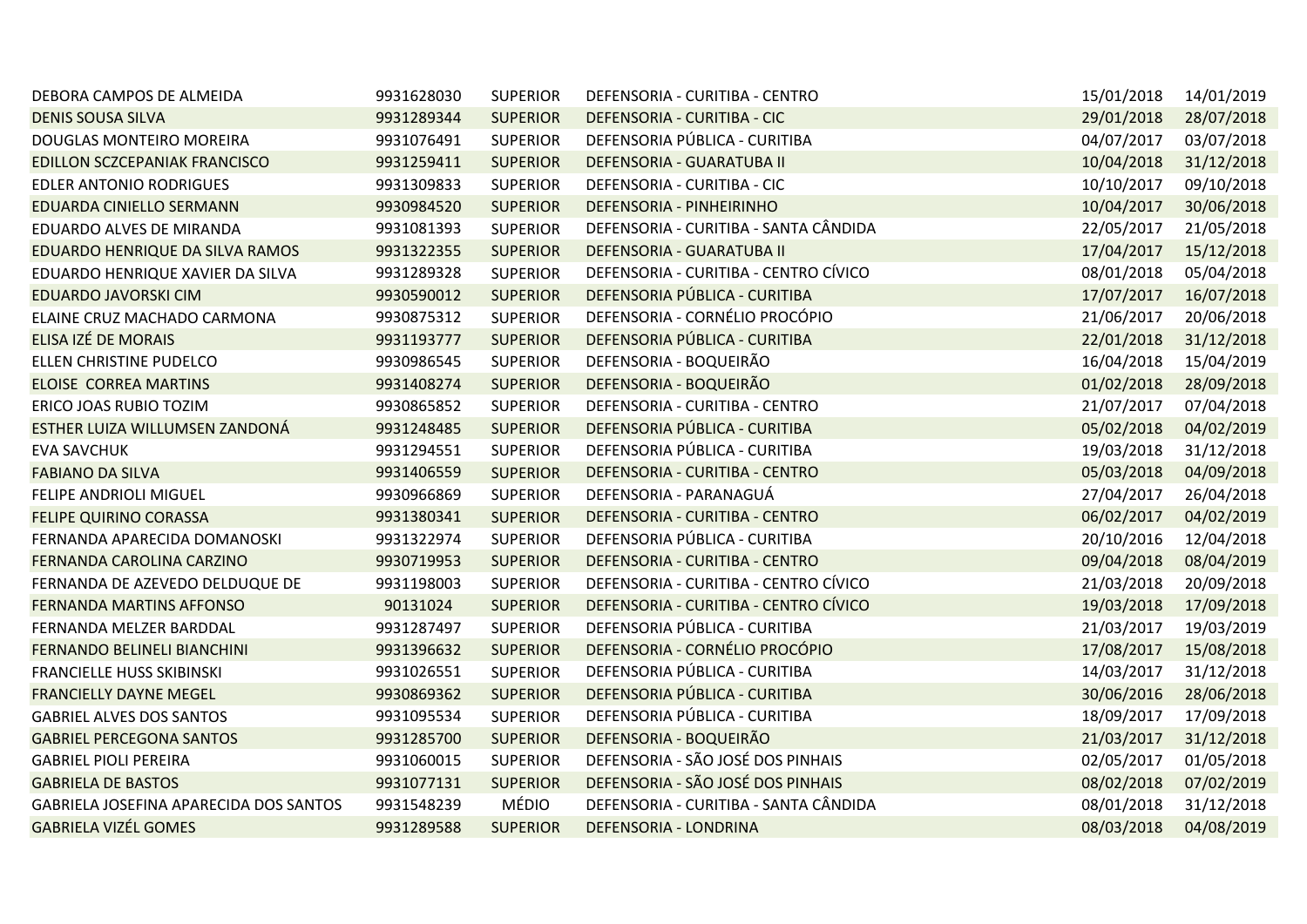| | | | | | |
|---|---|---|---|---|---|
| DEBORA CAMPOS DE ALMEIDA | 9931628030 | SUPERIOR | DEFENSORIA - CURITIBA - CENTRO | 15/01/2018 | 14/01/2019 |
| DENIS SOUSA SILVA | 9931289344 | SUPERIOR | DEFENSORIA - CURITIBA - CIC | 29/01/2018 | 28/07/2018 |
| DOUGLAS MONTEIRO MOREIRA | 9931076491 | SUPERIOR | DEFENSORIA PÚBLICA - CURITIBA | 04/07/2017 | 03/07/2018 |
| EDILLON SCZCEPANIAK FRANCISCO | 9931259411 | SUPERIOR | DEFENSORIA - GUARATUBA II | 10/04/2018 | 31/12/2018 |
| EDLER ANTONIO RODRIGUES | 9931309833 | SUPERIOR | DEFENSORIA - CURITIBA - CIC | 10/10/2017 | 09/10/2018 |
| EDUARDA CINIELLO SERMANN | 9930984520 | SUPERIOR | DEFENSORIA - PINHEIRINHO | 10/04/2017 | 30/06/2018 |
| EDUARDO ALVES DE MIRANDA | 9931081393 | SUPERIOR | DEFENSORIA - CURITIBA - SANTA CÂNDIDA | 22/05/2017 | 21/05/2018 |
| EDUARDO HENRIQUE DA SILVA RAMOS | 9931322355 | SUPERIOR | DEFENSORIA - GUARATUBA II | 17/04/2017 | 15/12/2018 |
| EDUARDO HENRIQUE XAVIER DA SILVA | 9931289328 | SUPERIOR | DEFENSORIA - CURITIBA - CENTRO CÍVICO | 08/01/2018 | 05/04/2018 |
| EDUARDO JAVORSKI CIM | 9930590012 | SUPERIOR | DEFENSORIA PÚBLICA - CURITIBA | 17/07/2017 | 16/07/2018 |
| ELAINE CRUZ MACHADO CARMONA | 9930875312 | SUPERIOR | DEFENSORIA - CORNÉLIO PROCÓPIO | 21/06/2017 | 20/06/2018 |
| ELISA IZÉ DE MORAIS | 9931193777 | SUPERIOR | DEFENSORIA PÚBLICA - CURITIBA | 22/01/2018 | 31/12/2018 |
| ELLEN CHRISTINE PUDELCO | 9930986545 | SUPERIOR | DEFENSORIA - BOQUEIRÃO | 16/04/2018 | 15/04/2019 |
| ELOISE  CORREA MARTINS | 9931408274 | SUPERIOR | DEFENSORIA - BOQUEIRÃO | 01/02/2018 | 28/09/2018 |
| ERICO JOAS RUBIO TOZIM | 9930865852 | SUPERIOR | DEFENSORIA - CURITIBA - CENTRO | 21/07/2017 | 07/04/2018 |
| ESTHER LUIZA WILLUMSEN ZANDONÁ | 9931248485 | SUPERIOR | DEFENSORIA PÚBLICA - CURITIBA | 05/02/2018 | 04/02/2019 |
| EVA SAVCHUK | 9931294551 | SUPERIOR | DEFENSORIA PÚBLICA - CURITIBA | 19/03/2018 | 31/12/2018 |
| FABIANO DA SILVA | 9931406559 | SUPERIOR | DEFENSORIA - CURITIBA - CENTRO | 05/03/2018 | 04/09/2018 |
| FELIPE ANDRIOLI MIGUEL | 9930966869 | SUPERIOR | DEFENSORIA - PARANAGUÁ | 27/04/2017 | 26/04/2018 |
| FELIPE QUIRINO CORASSA | 9931380341 | SUPERIOR | DEFENSORIA - CURITIBA - CENTRO | 06/02/2017 | 04/02/2019 |
| FERNANDA APARECIDA DOMANOSKI | 9931322974 | SUPERIOR | DEFENSORIA PÚBLICA - CURITIBA | 20/10/2016 | 12/04/2018 |
| FERNANDA CAROLINA CARZINO | 9930719953 | SUPERIOR | DEFENSORIA - CURITIBA - CENTRO | 09/04/2018 | 08/04/2019 |
| FERNANDA DE AZEVEDO DELDUQUE DE | 9931198003 | SUPERIOR | DEFENSORIA - CURITIBA - CENTRO CÍVICO | 21/03/2018 | 20/09/2018 |
| FERNANDA MARTINS AFFONSO | 90131024 | SUPERIOR | DEFENSORIA - CURITIBA - CENTRO CÍVICO | 19/03/2018 | 17/09/2018 |
| FERNANDA MELZER BARDDAL | 9931287497 | SUPERIOR | DEFENSORIA PÚBLICA - CURITIBA | 21/03/2017 | 19/03/2019 |
| FERNANDO BELINELI BIANCHINI | 9931396632 | SUPERIOR | DEFENSORIA - CORNÉLIO PROCÓPIO | 17/08/2017 | 15/08/2018 |
| FRANCIELLE HUSS SKIBINSKI | 9931026551 | SUPERIOR | DEFENSORIA PÚBLICA - CURITIBA | 14/03/2017 | 31/12/2018 |
| FRANCIELLY DAYNE MEGEL | 9930869362 | SUPERIOR | DEFENSORIA PÚBLICA - CURITIBA | 30/06/2016 | 28/06/2018 |
| GABRIEL ALVES DOS SANTOS | 9931095534 | SUPERIOR | DEFENSORIA PÚBLICA - CURITIBA | 18/09/2017 | 17/09/2018 |
| GABRIEL PERCEGONA SANTOS | 9931285700 | SUPERIOR | DEFENSORIA - BOQUEIRÃO | 21/03/2017 | 31/12/2018 |
| GABRIEL PIOLI PEREIRA | 9931060015 | SUPERIOR | DEFENSORIA - SÃO JOSÉ DOS PINHAIS | 02/05/2017 | 01/05/2018 |
| GABRIELA DE BASTOS | 9931077131 | SUPERIOR | DEFENSORIA - SÃO JOSÉ DOS PINHAIS | 08/02/2018 | 07/02/2019 |
| GABRIELA JOSEFINA APARECIDA DOS SANTOS | 9931548239 | MÉDIO | DEFENSORIA - CURITIBA - SANTA CÂNDIDA | 08/01/2018 | 31/12/2018 |
| GABRIELA VIZÉL GOMES | 9931289588 | SUPERIOR | DEFENSORIA - LONDRINA | 08/03/2018 | 04/08/2019 |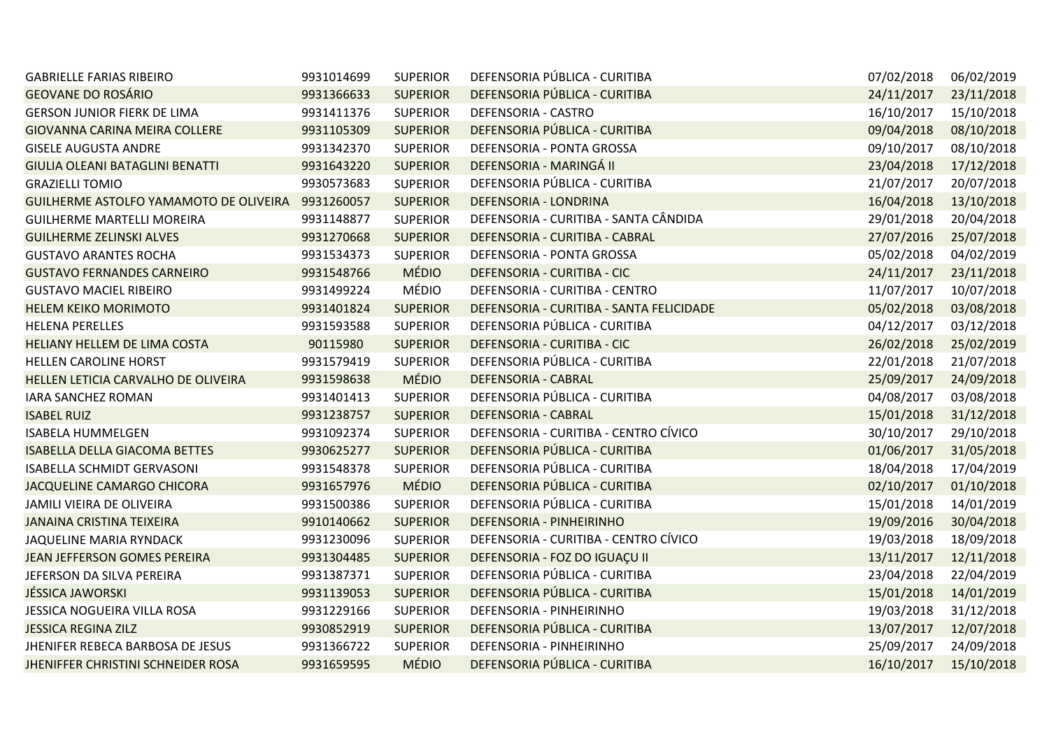| | | | | | |
|---|---|---|---|---|---|
| GABRIELLE FARIAS RIBEIRO | 9931014699 | SUPERIOR | DEFENSORIA PÚBLICA - CURITIBA | 07/02/2018 | 06/02/2019 |
| GEOVANE DO ROSÁRIO | 9931366633 | SUPERIOR | DEFENSORIA PÚBLICA - CURITIBA | 24/11/2017 | 23/11/2018 |
| GERSON JUNIOR FIERK DE LIMA | 9931411376 | SUPERIOR | DEFENSORIA - CASTRO | 16/10/2017 | 15/10/2018 |
| GIOVANNA CARINA MEIRA COLLERE | 9931105309 | SUPERIOR | DEFENSORIA PÚBLICA - CURITIBA | 09/04/2018 | 08/10/2018 |
| GISELE AUGUSTA ANDRE | 9931342370 | SUPERIOR | DEFENSORIA - PONTA GROSSA | 09/10/2017 | 08/10/2018 |
| GIULIA OLEANI BATAGLINI BENATTI | 9931643220 | SUPERIOR | DEFENSORIA - MARINGÁ II | 23/04/2018 | 17/12/2018 |
| GRAZIELLI TOMIO | 9930573683 | SUPERIOR | DEFENSORIA PÚBLICA - CURITIBA | 21/07/2017 | 20/07/2018 |
| GUILHERME ASTOLFO YAMAMOTO DE OLIVEIRA | 9931260057 | SUPERIOR | DEFENSORIA - LONDRINA | 16/04/2018 | 13/10/2018 |
| GUILHERME MARTELLI MOREIRA | 9931148877 | SUPERIOR | DEFENSORIA - CURITIBA - SANTA CÂNDIDA | 29/01/2018 | 20/04/2018 |
| GUILHERME ZELINSKI ALVES | 9931270668 | SUPERIOR | DEFENSORIA - CURITIBA - CABRAL | 27/07/2016 | 25/07/2018 |
| GUSTAVO ARANTES ROCHA | 9931534373 | SUPERIOR | DEFENSORIA - PONTA GROSSA | 05/02/2018 | 04/02/2019 |
| GUSTAVO FERNANDES CARNEIRO | 9931548766 | MÉDIO | DEFENSORIA - CURITIBA - CIC | 24/11/2017 | 23/11/2018 |
| GUSTAVO MACIEL RIBEIRO | 9931499224 | MÉDIO | DEFENSORIA - CURITIBA - CENTRO | 11/07/2017 | 10/07/2018 |
| HELEM KEIKO MORIMOTO | 9931401824 | SUPERIOR | DEFENSORIA - CURITIBA - SANTA FELICIDADE | 05/02/2018 | 03/08/2018 |
| HELENA PERELLES | 9931593588 | SUPERIOR | DEFENSORIA PÚBLICA - CURITIBA | 04/12/2017 | 03/12/2018 |
| HELIANY HELLEM DE LIMA COSTA | 90115980 | SUPERIOR | DEFENSORIA - CURITIBA - CIC | 26/02/2018 | 25/02/2019 |
| HELLEN CAROLINE HORST | 9931579419 | SUPERIOR | DEFENSORIA PÚBLICA - CURITIBA | 22/01/2018 | 21/07/2018 |
| HELLEN LETICIA CARVALHO DE OLIVEIRA | 9931598638 | MÉDIO | DEFENSORIA - CABRAL | 25/09/2017 | 24/09/2018 |
| IARA SANCHEZ ROMAN | 9931401413 | SUPERIOR | DEFENSORIA PÚBLICA - CURITIBA | 04/08/2017 | 03/08/2018 |
| ISABEL RUIZ | 9931238757 | SUPERIOR | DEFENSORIA - CABRAL | 15/01/2018 | 31/12/2018 |
| ISABELA HUMMELGEN | 9931092374 | SUPERIOR | DEFENSORIA - CURITIBA - CENTRO CÍVICO | 30/10/2017 | 29/10/2018 |
| ISABELLA DELLA GIACOMA BETTES | 9930625277 | SUPERIOR | DEFENSORIA PÚBLICA - CURITIBA | 01/06/2017 | 31/05/2018 |
| ISABELLA SCHMIDT GERVASONI | 9931548378 | SUPERIOR | DEFENSORIA PÚBLICA - CURITIBA | 18/04/2018 | 17/04/2019 |
| JACQUELINE CAMARGO CHICORA | 9931657976 | MÉDIO | DEFENSORIA PÚBLICA - CURITIBA | 02/10/2017 | 01/10/2018 |
| JAMILI VIEIRA DE OLIVEIRA | 9931500386 | SUPERIOR | DEFENSORIA PÚBLICA - CURITIBA | 15/01/2018 | 14/01/2019 |
| JANAINA CRISTINA TEIXEIRA | 9910140662 | SUPERIOR | DEFENSORIA - PINHEIRINHO | 19/09/2016 | 30/04/2018 |
| JAQUELINE MARIA RYNDACK | 9931230096 | SUPERIOR | DEFENSORIA - CURITIBA - CENTRO CÍVICO | 19/03/2018 | 18/09/2018 |
| JEAN JEFFERSON GOMES PEREIRA | 9931304485 | SUPERIOR | DEFENSORIA - FOZ DO IGUAÇU II | 13/11/2017 | 12/11/2018 |
| JEFERSON DA SILVA PEREIRA | 9931387371 | SUPERIOR | DEFENSORIA PÚBLICA - CURITIBA | 23/04/2018 | 22/04/2019 |
| JÉSSICA JAWORSKI | 9931139053 | SUPERIOR | DEFENSORIA PÚBLICA - CURITIBA | 15/01/2018 | 14/01/2019 |
| JESSICA NOGUEIRA VILLA ROSA | 9931229166 | SUPERIOR | DEFENSORIA - PINHEIRINHO | 19/03/2018 | 31/12/2018 |
| JESSICA REGINA ZILZ | 9930852919 | SUPERIOR | DEFENSORIA PÚBLICA - CURITIBA | 13/07/2017 | 12/07/2018 |
| JHENIFER REBECA BARBOSA DE JESUS | 9931366722 | SUPERIOR | DEFENSORIA - PINHEIRINHO | 25/09/2017 | 24/09/2018 |
| JHENIFFER CHRISTINI SCHNEIDER ROSA | 9931659595 | MÉDIO | DEFENSORIA PÚBLICA - CURITIBA | 16/10/2017 | 15/10/2018 |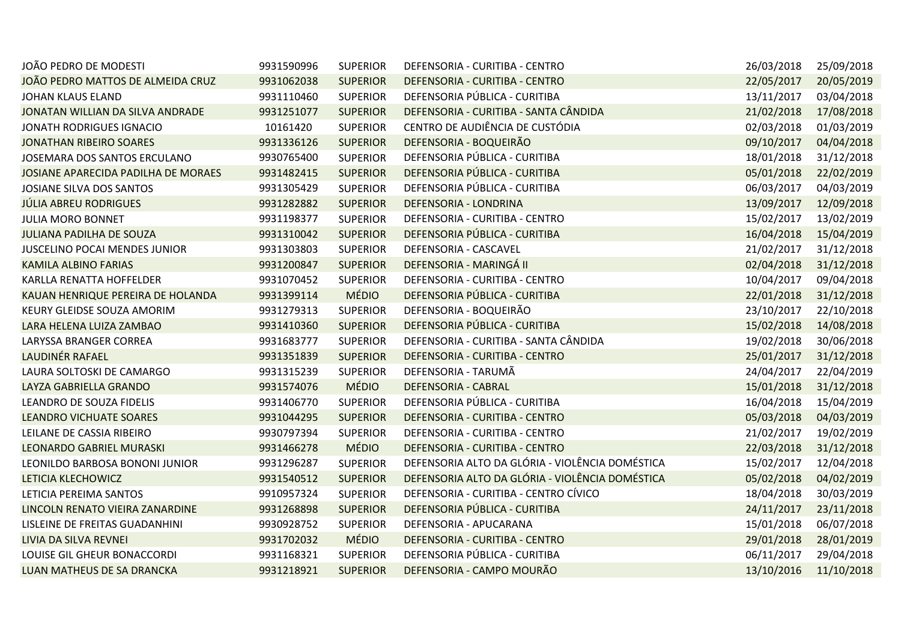| | | | | | |
|---|---|---|---|---|---|
| JOÃO PEDRO DE MODESTI | 9931590996 | SUPERIOR | DEFENSORIA - CURITIBA - CENTRO | 26/03/2018 | 25/09/2018 |
| JOÃO PEDRO MATTOS DE ALMEIDA CRUZ | 9931062038 | SUPERIOR | DEFENSORIA - CURITIBA - CENTRO | 22/05/2017 | 20/05/2019 |
| JOHAN KLAUS ELAND | 9931110460 | SUPERIOR | DEFENSORIA PÚBLICA - CURITIBA | 13/11/2017 | 03/04/2018 |
| JONATAN WILLIAN DA SILVA ANDRADE | 9931251077 | SUPERIOR | DEFENSORIA - CURITIBA - SANTA CÂNDIDA | 21/02/2018 | 17/08/2018 |
| JONATH RODRIGUES IGNACIO | 10161420 | SUPERIOR | CENTRO DE AUDIÊNCIA DE CUSTÓDIA | 02/03/2018 | 01/03/2019 |
| JONATHAN RIBEIRO SOARES | 9931336126 | SUPERIOR | DEFENSORIA - BOQUEIRÃO | 09/10/2017 | 04/04/2018 |
| JOSEMARA DOS SANTOS ERCULANO | 9930765400 | SUPERIOR | DEFENSORIA PÚBLICA - CURITIBA | 18/01/2018 | 31/12/2018 |
| JOSIANE APARECIDA PADILHA DE MORAES | 9931482415 | SUPERIOR | DEFENSORIA PÚBLICA - CURITIBA | 05/01/2018 | 22/02/2019 |
| JOSIANE SILVA DOS SANTOS | 9931305429 | SUPERIOR | DEFENSORIA PÚBLICA - CURITIBA | 06/03/2017 | 04/03/2019 |
| JÚLIA ABREU RODRIGUES | 9931282882 | SUPERIOR | DEFENSORIA - LONDRINA | 13/09/2017 | 12/09/2018 |
| JULIA MORO BONNET | 9931198377 | SUPERIOR | DEFENSORIA - CURITIBA - CENTRO | 15/02/2017 | 13/02/2019 |
| JULIANA PADILHA DE SOUZA | 9931310042 | SUPERIOR | DEFENSORIA PÚBLICA - CURITIBA | 16/04/2018 | 15/04/2019 |
| JUSCELINO POCAI MENDES JUNIOR | 9931303803 | SUPERIOR | DEFENSORIA - CASCAVEL | 21/02/2017 | 31/12/2018 |
| KAMILA ALBINO FARIAS | 9931200847 | SUPERIOR | DEFENSORIA - MARINGÁ II | 02/04/2018 | 31/12/2018 |
| KARLLA RENATTA HOFFELDER | 9931070452 | SUPERIOR | DEFENSORIA - CURITIBA - CENTRO | 10/04/2017 | 09/04/2018 |
| KAUAN HENRIQUE PEREIRA DE HOLANDA | 9931399114 | MÉDIO | DEFENSORIA PÚBLICA - CURITIBA | 22/01/2018 | 31/12/2018 |
| KEURY GLEIDSE SOUZA AMORIM | 9931279313 | SUPERIOR | DEFENSORIA - BOQUEIRÃO | 23/10/2017 | 22/10/2018 |
| LARA HELENA LUIZA ZAMBAO | 9931410360 | SUPERIOR | DEFENSORIA PÚBLICA - CURITIBA | 15/02/2018 | 14/08/2018 |
| LARYSSA BRANGER CORREA | 9931683777 | SUPERIOR | DEFENSORIA - CURITIBA - SANTA CÂNDIDA | 19/02/2018 | 30/06/2018 |
| LAUDINÉR RAFAEL | 9931351839 | SUPERIOR | DEFENSORIA - CURITIBA - CENTRO | 25/01/2017 | 31/12/2018 |
| LAURA SOLTOSKI DE CAMARGO | 9931315239 | SUPERIOR | DEFENSORIA - TARUMÃ | 24/04/2017 | 22/04/2019 |
| LAYZA GABRIELLA GRANDO | 9931574076 | MÉDIO | DEFENSORIA - CABRAL | 15/01/2018 | 31/12/2018 |
| LEANDRO DE SOUZA FIDELIS | 9931406770 | SUPERIOR | DEFENSORIA PÚBLICA - CURITIBA | 16/04/2018 | 15/04/2019 |
| LEANDRO VICHUATE SOARES | 9931044295 | SUPERIOR | DEFENSORIA - CURITIBA - CENTRO | 05/03/2018 | 04/03/2019 |
| LEILANE DE CASSIA RIBEIRO | 9930797394 | SUPERIOR | DEFENSORIA - CURITIBA - CENTRO | 21/02/2017 | 19/02/2019 |
| LEONARDO GABRIEL MURASKI | 9931466278 | MÉDIO | DEFENSORIA - CURITIBA - CENTRO | 22/03/2018 | 31/12/2018 |
| LEONILDO BARBOSA BONONI JUNIOR | 9931296287 | SUPERIOR | DEFENSORIA ALTO DA GLÓRIA - VIOLÊNCIA DOMÉSTICA | 15/02/2017 | 12/04/2018 |
| LETICIA KLECHOWICZ | 9931540512 | SUPERIOR | DEFENSORIA ALTO DA GLÓRIA - VIOLÊNCIA DOMÉSTICA | 05/02/2018 | 04/02/2019 |
| LETICIA PEREIMA SANTOS | 9910957324 | SUPERIOR | DEFENSORIA - CURITIBA - CENTRO CÍVICO | 18/04/2018 | 30/03/2019 |
| LINCOLN RENATO VIEIRA ZANARDINE | 9931268898 | SUPERIOR | DEFENSORIA PÚBLICA - CURITIBA | 24/11/2017 | 23/11/2018 |
| LISLEINE DE FREITAS GUADANHINI | 9930928752 | SUPERIOR | DEFENSORIA - APUCARANA | 15/01/2018 | 06/07/2018 |
| LIVIA DA SILVA REVNEI | 9931702032 | MÉDIO | DEFENSORIA - CURITIBA - CENTRO | 29/01/2018 | 28/01/2019 |
| LOUISE GIL GHEUR BONACCORDI | 9931168321 | SUPERIOR | DEFENSORIA PÚBLICA - CURITIBA | 06/11/2017 | 29/04/2018 |
| LUAN MATHEUS DE SA DRANCKA | 9931218921 | SUPERIOR | DEFENSORIA - CAMPO MOURÃO | 13/10/2016 | 11/10/2018 |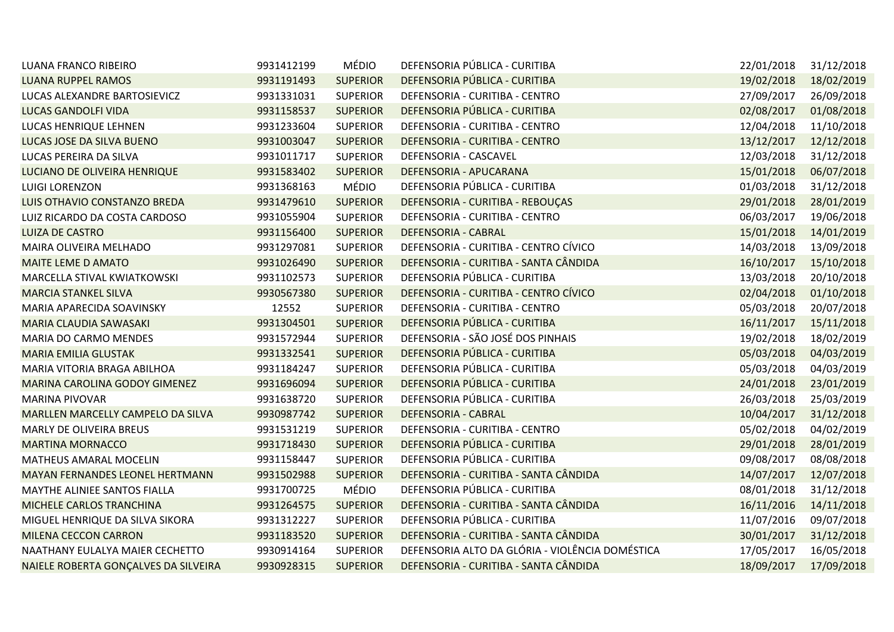| | | | | | |
|---|---|---|---|---|---|
| LUANA FRANCO RIBEIRO | 9931412199 | MÉDIO | DEFENSORIA PÚBLICA - CURITIBA | 22/01/2018 | 31/12/2018 |
| LUANA RUPPEL RAMOS | 9931191493 | SUPERIOR | DEFENSORIA PÚBLICA - CURITIBA | 19/02/2018 | 18/02/2019 |
| LUCAS ALEXANDRE BARTOSIEVICZ | 9931331031 | SUPERIOR | DEFENSORIA - CURITIBA - CENTRO | 27/09/2017 | 26/09/2018 |
| LUCAS GANDOLFI VIDA | 9931158537 | SUPERIOR | DEFENSORIA PÚBLICA - CURITIBA | 02/08/2017 | 01/08/2018 |
| LUCAS HENRIQUE LEHNEN | 9931233604 | SUPERIOR | DEFENSORIA - CURITIBA - CENTRO | 12/04/2018 | 11/10/2018 |
| LUCAS JOSE DA SILVA BUENO | 9931003047 | SUPERIOR | DEFENSORIA - CURITIBA - CENTRO | 13/12/2017 | 12/12/2018 |
| LUCAS PEREIRA DA SILVA | 9931011717 | SUPERIOR | DEFENSORIA - CASCAVEL | 12/03/2018 | 31/12/2018 |
| LUCIANO DE OLIVEIRA HENRIQUE | 9931583402 | SUPERIOR | DEFENSORIA - APUCARANA | 15/01/2018 | 06/07/2018 |
| LUIGI LORENZON | 9931368163 | MÉDIO | DEFENSORIA PÚBLICA - CURITIBA | 01/03/2018 | 31/12/2018 |
| LUIS OTHAVIO CONSTANZO BREDA | 9931479610 | SUPERIOR | DEFENSORIA - CURITIBA - REBOUÇAS | 29/01/2018 | 28/01/2019 |
| LUIZ RICARDO DA COSTA CARDOSO | 9931055904 | SUPERIOR | DEFENSORIA - CURITIBA - CENTRO | 06/03/2017 | 19/06/2018 |
| LUIZA DE CASTRO | 9931156400 | SUPERIOR | DEFENSORIA - CABRAL | 15/01/2018 | 14/01/2019 |
| MAIRA OLIVEIRA MELHADO | 9931297081 | SUPERIOR | DEFENSORIA - CURITIBA - CENTRO CÍVICO | 14/03/2018 | 13/09/2018 |
| MAITE LEME D AMATO | 9931026490 | SUPERIOR | DEFENSORIA - CURITIBA - SANTA CÂNDIDA | 16/10/2017 | 15/10/2018 |
| MARCELLA STIVAL KWIATKOWSKI | 9931102573 | SUPERIOR | DEFENSORIA PÚBLICA - CURITIBA | 13/03/2018 | 20/10/2018 |
| MARCIA STANKEL SILVA | 9930567380 | SUPERIOR | DEFENSORIA - CURITIBA - CENTRO CÍVICO | 02/04/2018 | 01/10/2018 |
| MARIA APARECIDA SOAVINSKY | 12552 | SUPERIOR | DEFENSORIA - CURITIBA - CENTRO | 05/03/2018 | 20/07/2018 |
| MARIA CLAUDIA SAWASAKI | 9931304501 | SUPERIOR | DEFENSORIA PÚBLICA - CURITIBA | 16/11/2017 | 15/11/2018 |
| MARIA DO CARMO MENDES | 9931572944 | SUPERIOR | DEFENSORIA - SÃO JOSÉ DOS PINHAIS | 19/02/2018 | 18/02/2019 |
| MARIA EMILIA GLUSTAK | 9931332541 | SUPERIOR | DEFENSORIA PÚBLICA - CURITIBA | 05/03/2018 | 04/03/2019 |
| MARIA VITORIA BRAGA ABILHOA | 9931184247 | SUPERIOR | DEFENSORIA PÚBLICA - CURITIBA | 05/03/2018 | 04/03/2019 |
| MARINA CAROLINA GODOY GIMENEZ | 9931696094 | SUPERIOR | DEFENSORIA PÚBLICA - CURITIBA | 24/01/2018 | 23/01/2019 |
| MARINA PIVOVAR | 9931638720 | SUPERIOR | DEFENSORIA PÚBLICA - CURITIBA | 26/03/2018 | 25/03/2019 |
| MARLLEN MARCELLY CAMPELO DA SILVA | 9930987742 | SUPERIOR | DEFENSORIA - CABRAL | 10/04/2017 | 31/12/2018 |
| MARLY DE OLIVEIRA BREUS | 9931531219 | SUPERIOR | DEFENSORIA - CURITIBA - CENTRO | 05/02/2018 | 04/02/2019 |
| MARTINA MORNACCO | 9931718430 | SUPERIOR | DEFENSORIA PÚBLICA - CURITIBA | 29/01/2018 | 28/01/2019 |
| MATHEUS AMARAL MOCELIN | 9931158447 | SUPERIOR | DEFENSORIA PÚBLICA - CURITIBA | 09/08/2017 | 08/08/2018 |
| MAYAN FERNANDES LEONEL HERTMANN | 9931502988 | SUPERIOR | DEFENSORIA - CURITIBA - SANTA CÂNDIDA | 14/07/2017 | 12/07/2018 |
| MAYTHE ALINIEE SANTOS FIALLA | 9931700725 | MÉDIO | DEFENSORIA PÚBLICA - CURITIBA | 08/01/2018 | 31/12/2018 |
| MICHELE CARLOS TRANCHINA | 9931264575 | SUPERIOR | DEFENSORIA - CURITIBA - SANTA CÂNDIDA | 16/11/2016 | 14/11/2018 |
| MIGUEL HENRIQUE DA SILVA SIKORA | 9931312227 | SUPERIOR | DEFENSORIA PÚBLICA - CURITIBA | 11/07/2016 | 09/07/2018 |
| MILENA CECCON CARRON | 9931183520 | SUPERIOR | DEFENSORIA - CURITIBA - SANTA CÂNDIDA | 30/01/2017 | 31/12/2018 |
| NAATHANY EULALYA MAIER CECHETTO | 9930914164 | SUPERIOR | DEFENSORIA ALTO DA GLÓRIA - VIOLÊNCIA DOMÉSTICA | 17/05/2017 | 16/05/2018 |
| NAIELE ROBERTA GONÇALVES DA SILVEIRA | 9930928315 | SUPERIOR | DEFENSORIA - CURITIBA - SANTA CÂNDIDA | 18/09/2017 | 17/09/2018 |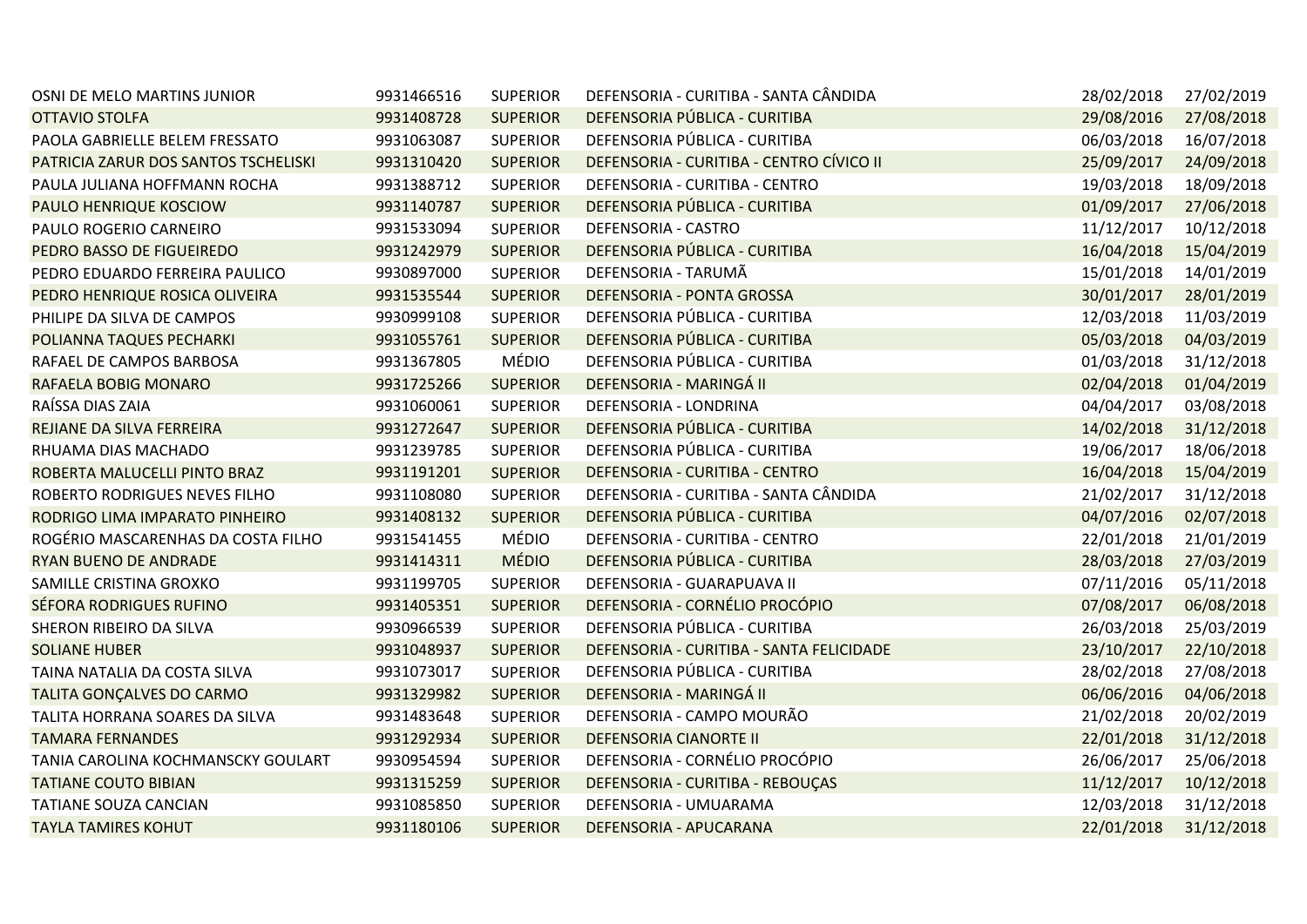| | | | | | |
|---|---|---|---|---|---|
| OSNI DE MELO MARTINS JUNIOR | 9931466516 | SUPERIOR | DEFENSORIA - CURITIBA - SANTA CÂNDIDA | 28/02/2018 | 27/02/2019 |
| OTTAVIO STOLFA | 9931408728 | SUPERIOR | DEFENSORIA PÚBLICA - CURITIBA | 29/08/2016 | 27/08/2018 |
| PAOLA GABRIELLE BELEM FRESSATO | 9931063087 | SUPERIOR | DEFENSORIA PÚBLICA - CURITIBA | 06/03/2018 | 16/07/2018 |
| PATRICIA ZARUR DOS SANTOS TSCHELISKI | 9931310420 | SUPERIOR | DEFENSORIA - CURITIBA - CENTRO CÍVICO II | 25/09/2017 | 24/09/2018 |
| PAULA JULIANA HOFFMANN ROCHA | 9931388712 | SUPERIOR | DEFENSORIA - CURITIBA - CENTRO | 19/03/2018 | 18/09/2018 |
| PAULO HENRIQUE KOSCIOW | 9931140787 | SUPERIOR | DEFENSORIA PÚBLICA - CURITIBA | 01/09/2017 | 27/06/2018 |
| PAULO ROGERIO CARNEIRO | 9931533094 | SUPERIOR | DEFENSORIA - CASTRO | 11/12/2017 | 10/12/2018 |
| PEDRO BASSO DE FIGUEIREDO | 9931242979 | SUPERIOR | DEFENSORIA PÚBLICA - CURITIBA | 16/04/2018 | 15/04/2019 |
| PEDRO EDUARDO FERREIRA PAULICO | 9930897000 | SUPERIOR | DEFENSORIA - TARUMÃ | 15/01/2018 | 14/01/2019 |
| PEDRO HENRIQUE ROSICA OLIVEIRA | 9931535544 | SUPERIOR | DEFENSORIA - PONTA GROSSA | 30/01/2017 | 28/01/2019 |
| PHILIPE DA SILVA DE CAMPOS | 9930999108 | SUPERIOR | DEFENSORIA PÚBLICA - CURITIBA | 12/03/2018 | 11/03/2019 |
| POLIANNA TAQUES PECHARKI | 9931055761 | SUPERIOR | DEFENSORIA PÚBLICA - CURITIBA | 05/03/2018 | 04/03/2019 |
| RAFAEL DE CAMPOS BARBOSA | 9931367805 | MÉDIO | DEFENSORIA PÚBLICA - CURITIBA | 01/03/2018 | 31/12/2018 |
| RAFAELA BOBIG MONARO | 9931725266 | SUPERIOR | DEFENSORIA - MARINGÁ II | 02/04/2018 | 01/04/2019 |
| RAÍSSA DIAS ZAIA | 9931060061 | SUPERIOR | DEFENSORIA - LONDRINA | 04/04/2017 | 03/08/2018 |
| REJIANE DA SILVA FERREIRA | 9931272647 | SUPERIOR | DEFENSORIA PÚBLICA - CURITIBA | 14/02/2018 | 31/12/2018 |
| RHUAMA DIAS MACHADO | 9931239785 | SUPERIOR | DEFENSORIA PÚBLICA - CURITIBA | 19/06/2017 | 18/06/2018 |
| ROBERTA MALUCELLI PINTO BRAZ | 9931191201 | SUPERIOR | DEFENSORIA - CURITIBA - CENTRO | 16/04/2018 | 15/04/2019 |
| ROBERTO RODRIGUES NEVES FILHO | 9931108080 | SUPERIOR | DEFENSORIA - CURITIBA - SANTA CÂNDIDA | 21/02/2017 | 31/12/2018 |
| RODRIGO LIMA IMPARATO PINHEIRO | 9931408132 | SUPERIOR | DEFENSORIA PÚBLICA - CURITIBA | 04/07/2016 | 02/07/2018 |
| ROGÉRIO MASCARENHAS DA COSTA FILHO | 9931541455 | MÉDIO | DEFENSORIA - CURITIBA - CENTRO | 22/01/2018 | 21/01/2019 |
| RYAN BUENO DE ANDRADE | 9931414311 | MÉDIO | DEFENSORIA PÚBLICA - CURITIBA | 28/03/2018 | 27/03/2019 |
| SAMILLE CRISTINA GROXKO | 9931199705 | SUPERIOR | DEFENSORIA - GUARAPUAVA II | 07/11/2016 | 05/11/2018 |
| SÉFORA RODRIGUES RUFINO | 9931405351 | SUPERIOR | DEFENSORIA - CORNÉLIO PROCÓPIO | 07/08/2017 | 06/08/2018 |
| SHERON RIBEIRO DA SILVA | 9930966539 | SUPERIOR | DEFENSORIA PÚBLICA - CURITIBA | 26/03/2018 | 25/03/2019 |
| SOLIANE HUBER | 9931048937 | SUPERIOR | DEFENSORIA - CURITIBA - SANTA FELICIDADE | 23/10/2017 | 22/10/2018 |
| TAINA NATALIA DA COSTA SILVA | 9931073017 | SUPERIOR | DEFENSORIA PÚBLICA - CURITIBA | 28/02/2018 | 27/08/2018 |
| TALITA GONÇALVES DO CARMO | 9931329982 | SUPERIOR | DEFENSORIA - MARINGÁ II | 06/06/2016 | 04/06/2018 |
| TALITA HORRANA SOARES DA SILVA | 9931483648 | SUPERIOR | DEFENSORIA - CAMPO MOURÃO | 21/02/2018 | 20/02/2019 |
| TAMARA FERNANDES | 9931292934 | SUPERIOR | DEFENSORIA CIANORTE II | 22/01/2018 | 31/12/2018 |
| TANIA CAROLINA KOCHMANSCKY GOULART | 9930954594 | SUPERIOR | DEFENSORIA - CORNÉLIO PROCÓPIO | 26/06/2017 | 25/06/2018 |
| TATIANE COUTO BIBIAN | 9931315259 | SUPERIOR | DEFENSORIA - CURITIBA - REBOUÇAS | 11/12/2017 | 10/12/2018 |
| TATIANE SOUZA CANCIAN | 9931085850 | SUPERIOR | DEFENSORIA - UMUARAMA | 12/03/2018 | 31/12/2018 |
| TAYLA TAMIRES KOHUT | 9931180106 | SUPERIOR | DEFENSORIA - APUCARANA | 22/01/2018 | 31/12/2018 |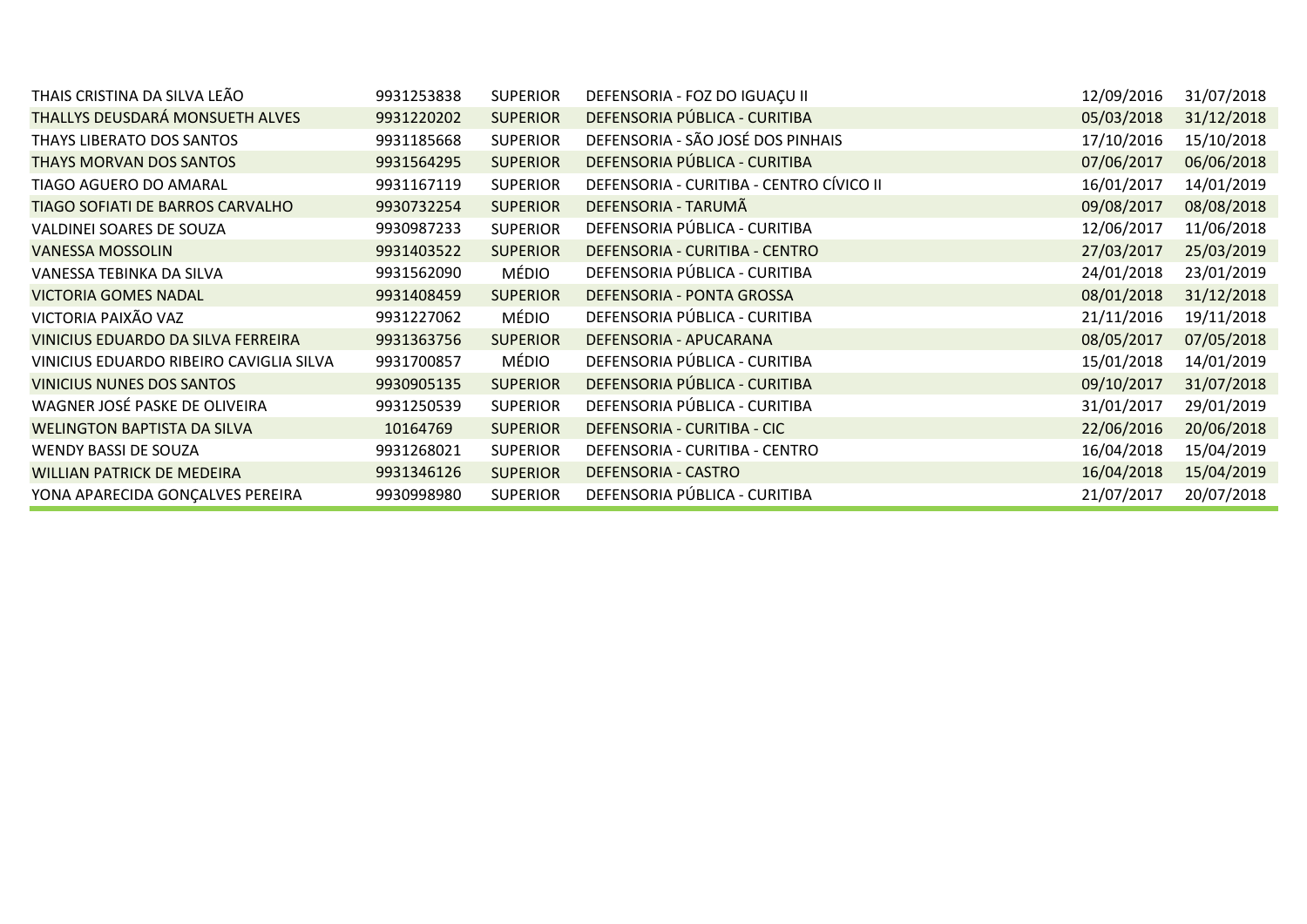| | | | | | |
|---|---|---|---|---|---|
| THAIS CRISTINA DA SILVA LEÃO | 9931253838 | SUPERIOR | DEFENSORIA - FOZ DO IGUAÇU II | 12/09/2016 | 31/07/2018 |
| THALLYS DEUSDARÁ MONSUETH ALVES | 9931220202 | SUPERIOR | DEFENSORIA PÚBLICA - CURITIBA | 05/03/2018 | 31/12/2018 |
| THAYS LIBERATO DOS SANTOS | 9931185668 | SUPERIOR | DEFENSORIA - SÃO JOSÉ DOS PINHAIS | 17/10/2016 | 15/10/2018 |
| THAYS MORVAN DOS SANTOS | 9931564295 | SUPERIOR | DEFENSORIA PÚBLICA - CURITIBA | 07/06/2017 | 06/06/2018 |
| TIAGO AGUERO DO AMARAL | 9931167119 | SUPERIOR | DEFENSORIA - CURITIBA - CENTRO CÍVICO II | 16/01/2017 | 14/01/2019 |
| TIAGO SOFIATI DE BARROS CARVALHO | 9930732254 | SUPERIOR | DEFENSORIA - TARUMÃ | 09/08/2017 | 08/08/2018 |
| VALDINEI SOARES DE SOUZA | 9930987233 | SUPERIOR | DEFENSORIA PÚBLICA - CURITIBA | 12/06/2017 | 11/06/2018 |
| VANESSA MOSSOLIN | 9931403522 | SUPERIOR | DEFENSORIA - CURITIBA - CENTRO | 27/03/2017 | 25/03/2019 |
| VANESSA TEBINKA DA SILVA | 9931562090 | MÉDIO | DEFENSORIA PÚBLICA - CURITIBA | 24/01/2018 | 23/01/2019 |
| VICTORIA GOMES NADAL | 9931408459 | SUPERIOR | DEFENSORIA - PONTA GROSSA | 08/01/2018 | 31/12/2018 |
| VICTORIA PAIXÃO VAZ | 9931227062 | MÉDIO | DEFENSORIA PÚBLICA - CURITIBA | 21/11/2016 | 19/11/2018 |
| VINICIUS EDUARDO DA SILVA FERREIRA | 9931363756 | SUPERIOR | DEFENSORIA - APUCARANA | 08/05/2017 | 07/05/2018 |
| VINICIUS EDUARDO RIBEIRO CAVIGLIA SILVA | 9931700857 | MÉDIO | DEFENSORIA PÚBLICA - CURITIBA | 15/01/2018 | 14/01/2019 |
| VINICIUS NUNES DOS SANTOS | 9930905135 | SUPERIOR | DEFENSORIA PÚBLICA - CURITIBA | 09/10/2017 | 31/07/2018 |
| WAGNER JOSÉ PASKE DE OLIVEIRA | 9931250539 | SUPERIOR | DEFENSORIA PÚBLICA - CURITIBA | 31/01/2017 | 29/01/2019 |
| WELINGTON BAPTISTA DA SILVA | 10164769 | SUPERIOR | DEFENSORIA - CURITIBA - CIC | 22/06/2016 | 20/06/2018 |
| WENDY BASSI DE SOUZA | 9931268021 | SUPERIOR | DEFENSORIA - CURITIBA - CENTRO | 16/04/2018 | 15/04/2019 |
| WILLIAN PATRICK DE MEDEIRA | 9931346126 | SUPERIOR | DEFENSORIA - CASTRO | 16/04/2018 | 15/04/2019 |
| YONA APARECIDA GONÇALVES PEREIRA | 9930998980 | SUPERIOR | DEFENSORIA PÚBLICA - CURITIBA | 21/07/2017 | 20/07/2018 |